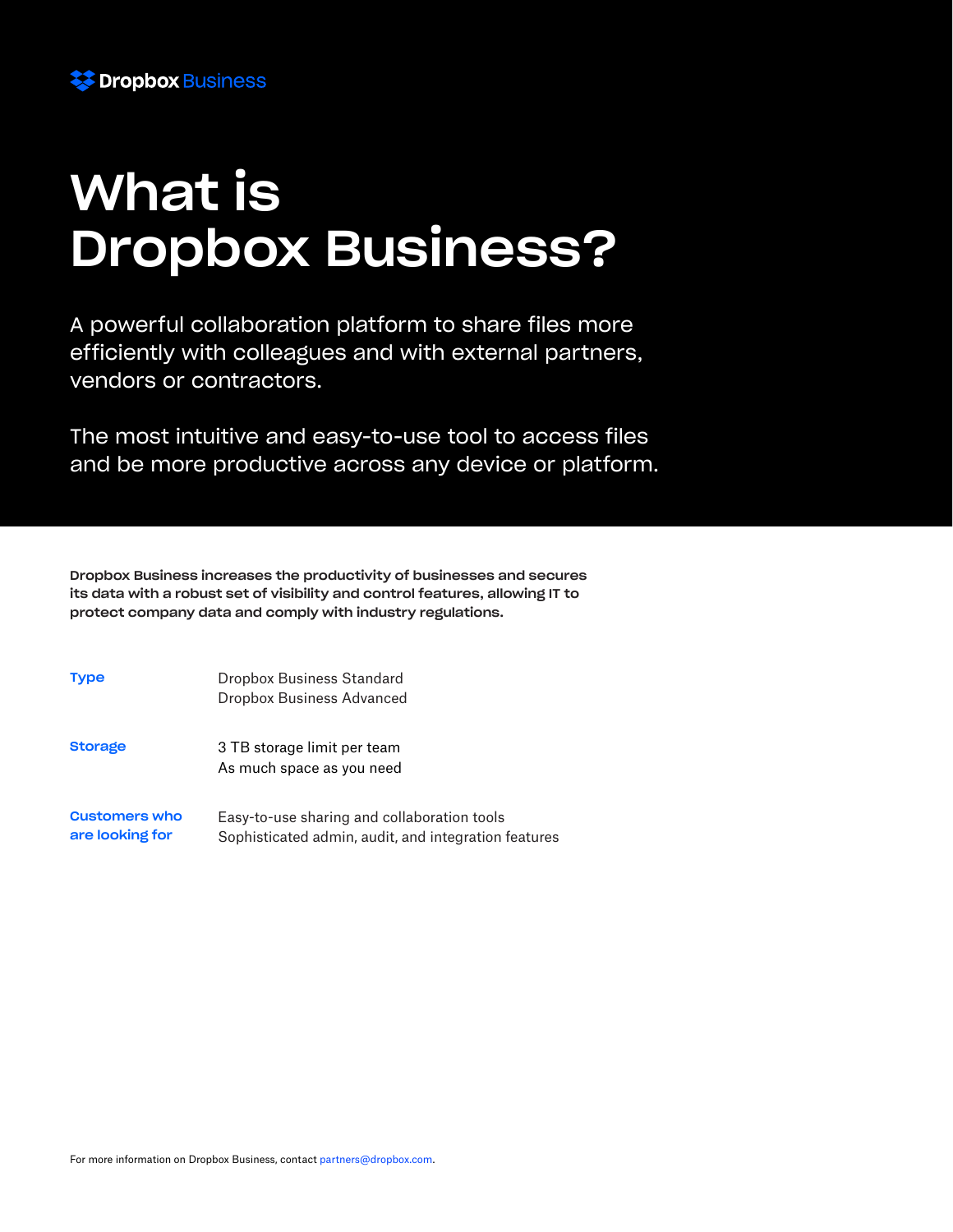Dropbox Business

# What is Dropbox Business?

A powerful collaboration platform to share files more efficiently with colleagues and with external partners, vendors or contractors.

The most intuitive and easy-to-use tool to access files and be more productive across any device or platform.

**Dropbox Business increases the productivity of businesses and secures its data with a robust set of visibility and control features, allowing IT to protect company data and comply with industry regulations.**

| | |
|---|---|
| **Type** | Dropbox Business Standard<br>Dropbox Business Advanced |
| **Storage** | 3 TB storage limit per team<br>As much space as you need |
| **Customers who are looking for** | Easy-to-use sharing and collaboration tools<br>Sophisticated admin, audit, and integration features |

For more information on Dropbox Business, contact partners@dropbox.com.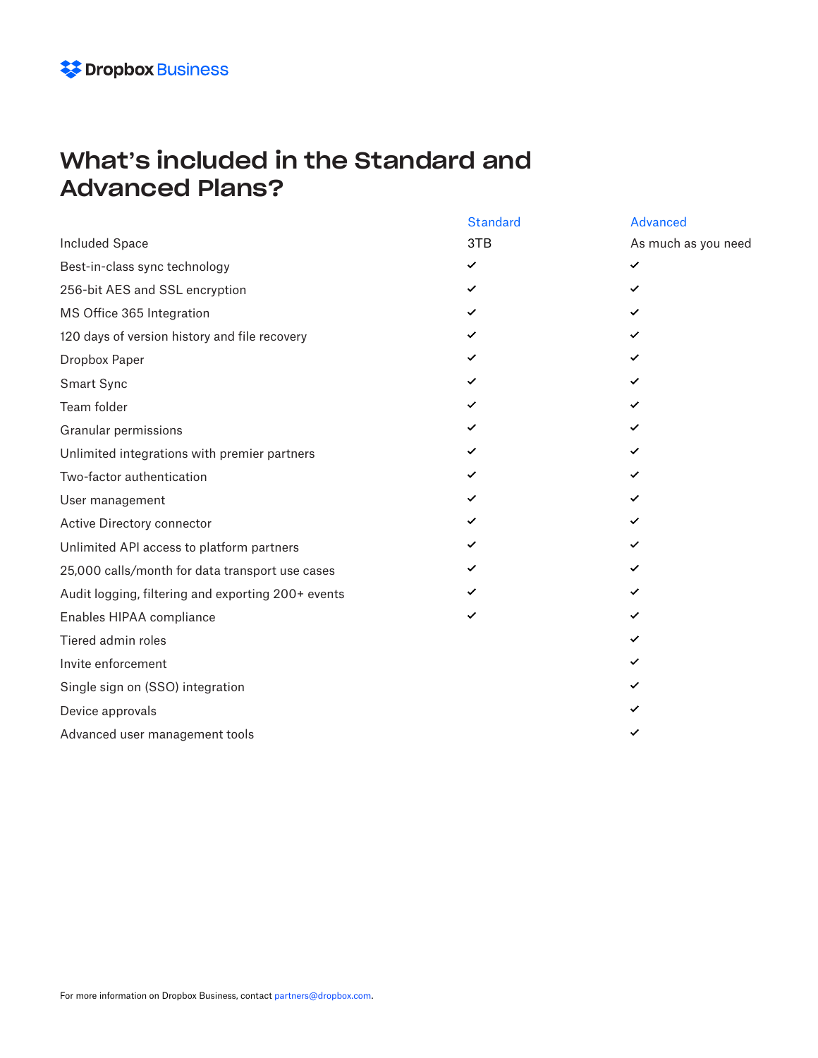# What's included in the Standard and Advanced Plans?

| | Standard | Advanced |
|---|---|---|
| Included Space | 3TB | As much as you need |
| Best-in-class sync technology | ✓ | ✓ |
| 256-bit AES and SSL encryption | ✓ | ✓ |
| MS Office 365 Integration | ✓ | ✓ |
| 120 days of version history and file recovery | ✓ | ✓ |
| Dropbox Paper | ✓ | ✓ |
| Smart Sync | ✓ | ✓ |
| Team folder | ✓ | ✓ |
| Granular permissions | ✓ | ✓ |
| Unlimited integrations with premier partners | ✓ | ✓ |
| Two-factor authentication | ✓ | ✓ |
| User management | ✓ | ✓ |
| Active Directory connector | ✓ | ✓ |
| Unlimited API access to platform partners | ✓ | ✓ |
| 25,000 calls/month for data transport use cases | ✓ | ✓ |
| Audit logging, filtering and exporting 200+ events | ✓ | ✓ |
| Enables HIPAA compliance | ✓ | ✓ |
| Tiered admin roles | | ✓ |
| Invite enforcement | | ✓ |
| Single sign on (SSO) integration | | ✓ |
| Device approvals | | ✓ |
| Advanced user management tools | | ✓ |

For more information on Dropbox Business, contact partners@dropbox.com.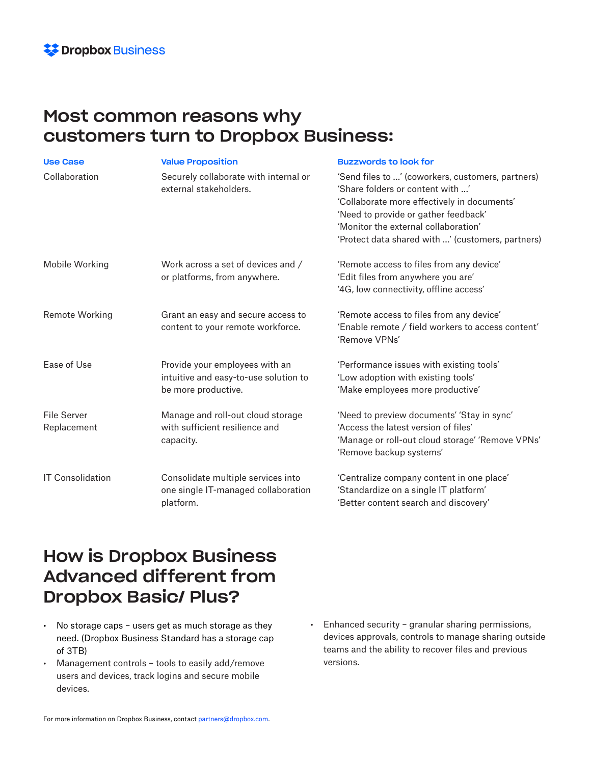**Dropbox Business**

# Most common reasons why customers turn to Dropbox Business:

| Use Case | Value Proposition | Buzzwords to look for |
| --- | --- | --- |
| Collaboration | Securely collaborate with internal or external stakeholders. | 'Send files to …' (coworkers, customers, partners)<br>'Share folders or content with …'<br>'Collaborate more effectively in documents'<br>'Need to provide or gather feedback'<br>'Monitor the external collaboration'<br>'Protect data shared with …' (customers, partners) |
| Mobile Working | Work across a set of devices and / or platforms, from anywhere. | 'Remote access to files from any device'<br>'Edit files from anywhere you are'<br>'4G, low connectivity, offline access' |
| Remote Working | Grant an easy and secure access to content to your remote workforce. | 'Remote access to files from any device'<br>'Enable remote / field workers to access content'<br>'Remove VPNs' |
| Ease of Use | Provide your employees with an intuitive and easy-to-use solution to be more productive. | 'Performance issues with existing tools'<br>'Low adoption with existing tools'<br>'Make employees more productive' |
| File Server Replacement | Manage and roll-out cloud storage with sufficient resilience and capacity. | 'Need to preview documents' 'Stay in sync'<br>'Access the latest version of files'<br>'Manage or roll-out cloud storage' 'Remove VPNs'<br>'Remove backup systems' |
| IT Consolidation | Consolidate multiple services into one single IT-managed collaboration platform. | 'Centralize company content in one place'<br>'Standardize on a single IT platform'<br>'Better content search and discovery' |

# How is Dropbox Business Advanced different from Dropbox Basic/ Plus?

- No storage caps – users get as much storage as they need. (Dropbox Business Standard has a storage cap of 3TB)
- Management controls – tools to easily add/remove users and devices, track logins and secure mobile devices.
- Enhanced security – granular sharing permissions, devices approvals, controls to manage sharing outside teams and the ability to recover files and previous versions.

For more information on Dropbox Business, contact partners@dropbox.com.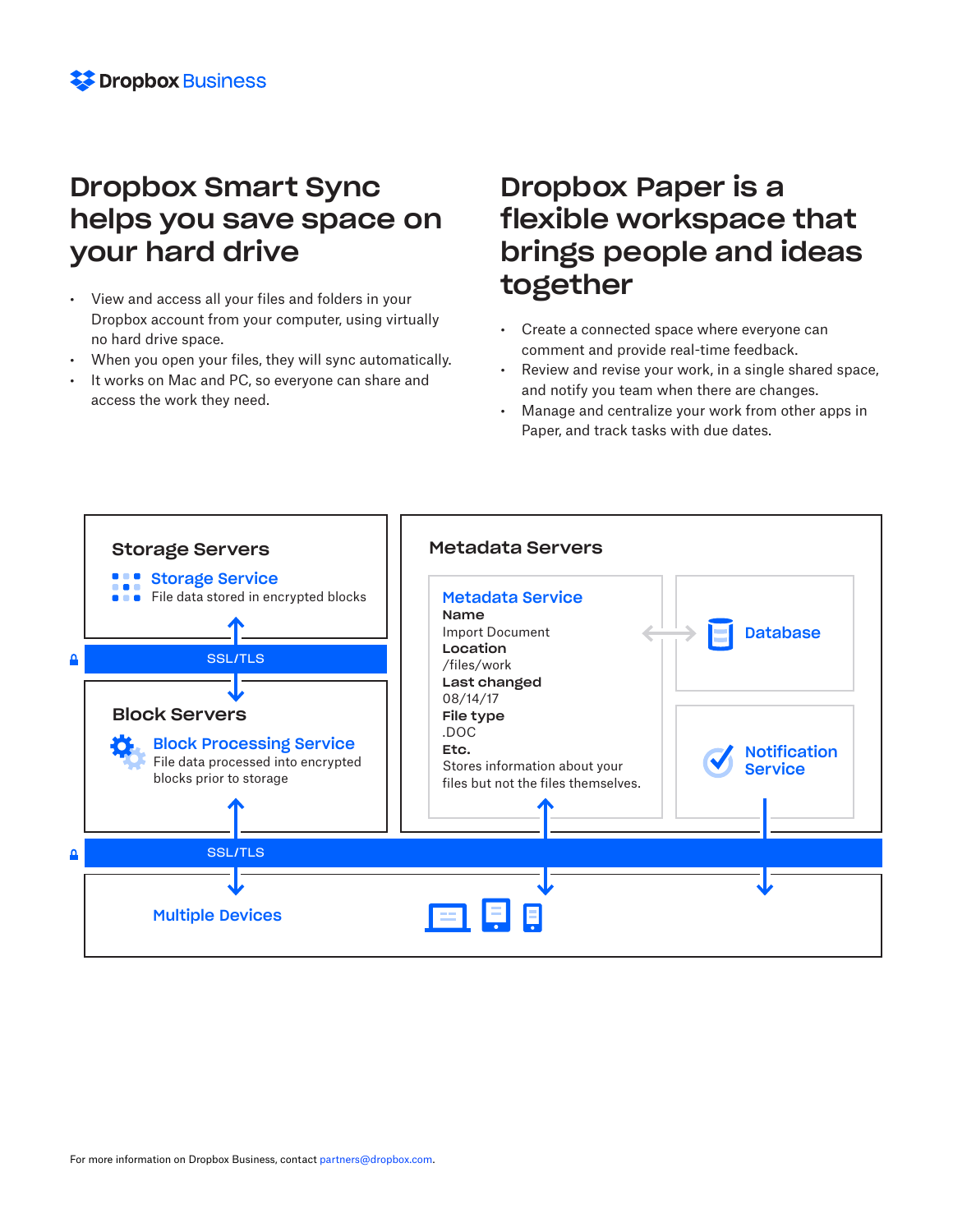# Dropbox Smart Sync helps you save space on your hard drive

- View and access all your files and folders in your Dropbox account from your computer, using virtually no hard drive space.
- When you open your files, they will sync automatically.
- It works on Mac and PC, so everyone can share and access the work they need.

# Dropbox Paper is a flexible workspace that brings people and ideas together

- Create a connected space where everyone can comment and provide real-time feedback.
- Review and revise your work, in a single shared space, and notify you team when there are changes.
- Manage and centralize your work from other apps in Paper, and track tasks with due dates.

### Storage Servers

**Storage Service**
File data stored in encrypted blocks

SSL/TLS

### Block Servers

**Block Processing Service**
File data processed into encrypted blocks prior to storage

### Metadata Servers

**Metadata Service**

**Name**
Import Document
**Location**
/files/work
**Last changed**
08/14/17
**File type**
.DOC
**Etc.**
Stores information about your files but not the files themselves.

**Database**

**Notification Service**

SSL/TLS

**Multiple Devices**

For more information on Dropbox Business, contact partners@dropbox.com.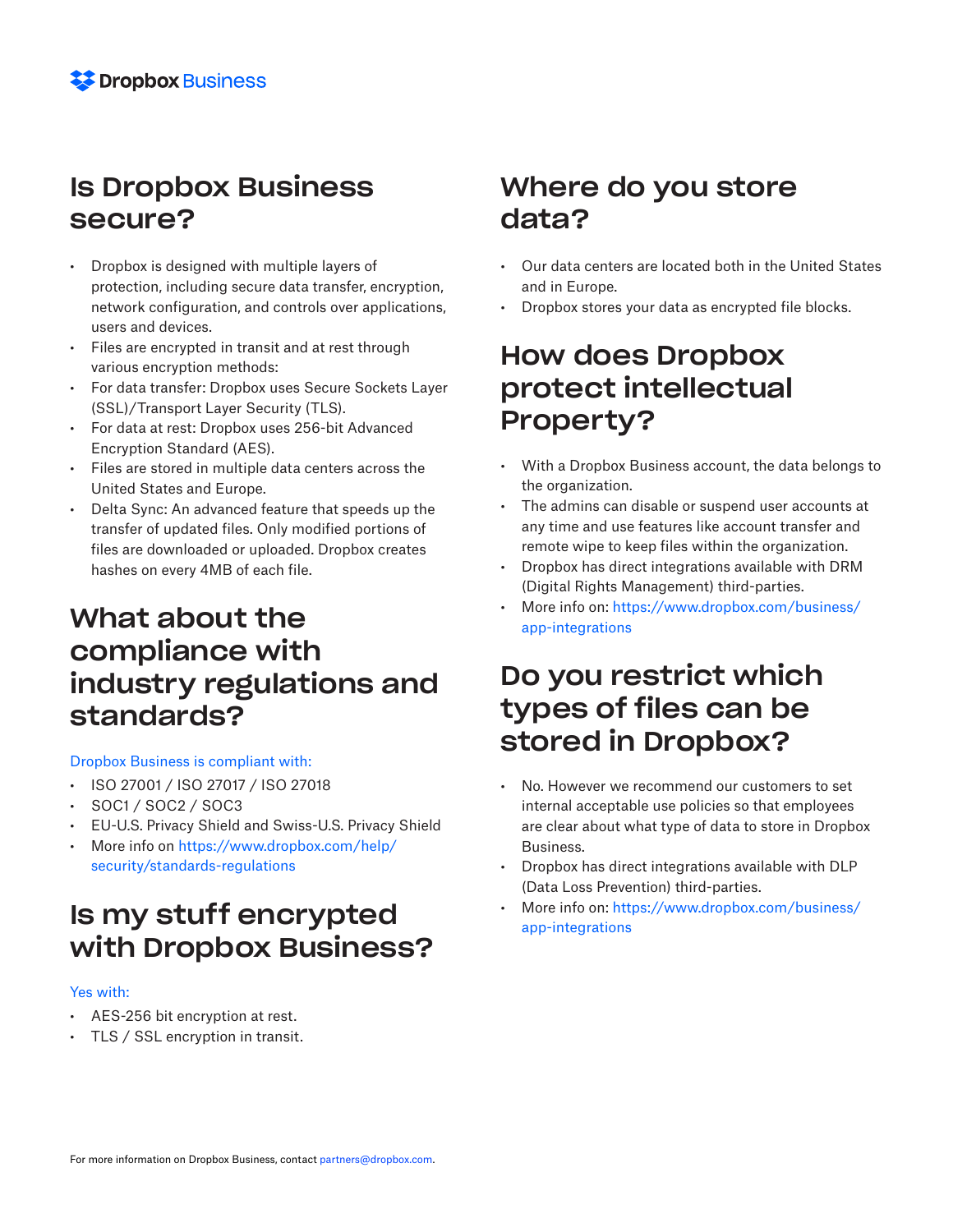# Is Dropbox Business secure?

- Dropbox is designed with multiple layers of protection, including secure data transfer, encryption, network configuration, and controls over applications, users and devices.
- Files are encrypted in transit and at rest through various encryption methods:
- For data transfer: Dropbox uses Secure Sockets Layer (SSL)/Transport Layer Security (TLS).
- For data at rest: Dropbox uses 256-bit Advanced Encryption Standard (AES).
- Files are stored in multiple data centers across the United States and Europe.
- Delta Sync: An advanced feature that speeds up the transfer of updated files. Only modified portions of files are downloaded or uploaded. Dropbox creates hashes on every 4MB of each file.

# What about the compliance with industry regulations and standards?

Dropbox Business is compliant with:

- ISO 27001 / ISO 27017 / ISO 27018
- SOC1 / SOC2 / SOC3
- EU-U.S. Privacy Shield and Swiss-U.S. Privacy Shield
- More info on https://www.dropbox.com/help/security/standards-regulations

# Is my stuff encrypted with Dropbox Business?

Yes with:

- AES-256 bit encryption at rest.
- TLS / SSL encryption in transit.

# Where do you store data?

- Our data centers are located both in the United States and in Europe.
- Dropbox stores your data as encrypted file blocks.

# How does Dropbox protect intellectual Property?

- With a Dropbox Business account, the data belongs to the organization.
- The admins can disable or suspend user accounts at any time and use features like account transfer and remote wipe to keep files within the organization.
- Dropbox has direct integrations available with DRM (Digital Rights Management) third-parties.
- More info on: https://www.dropbox.com/business/app-integrations

# Do you restrict which types of files can be stored in Dropbox?

- No. However we recommend our customers to set internal acceptable use policies so that employees are clear about what type of data to store in Dropbox Business.
- Dropbox has direct integrations available with DLP (Data Loss Prevention) third-parties.
- More info on: https://www.dropbox.com/business/app-integrations

For more information on Dropbox Business, contact partners@dropbox.com.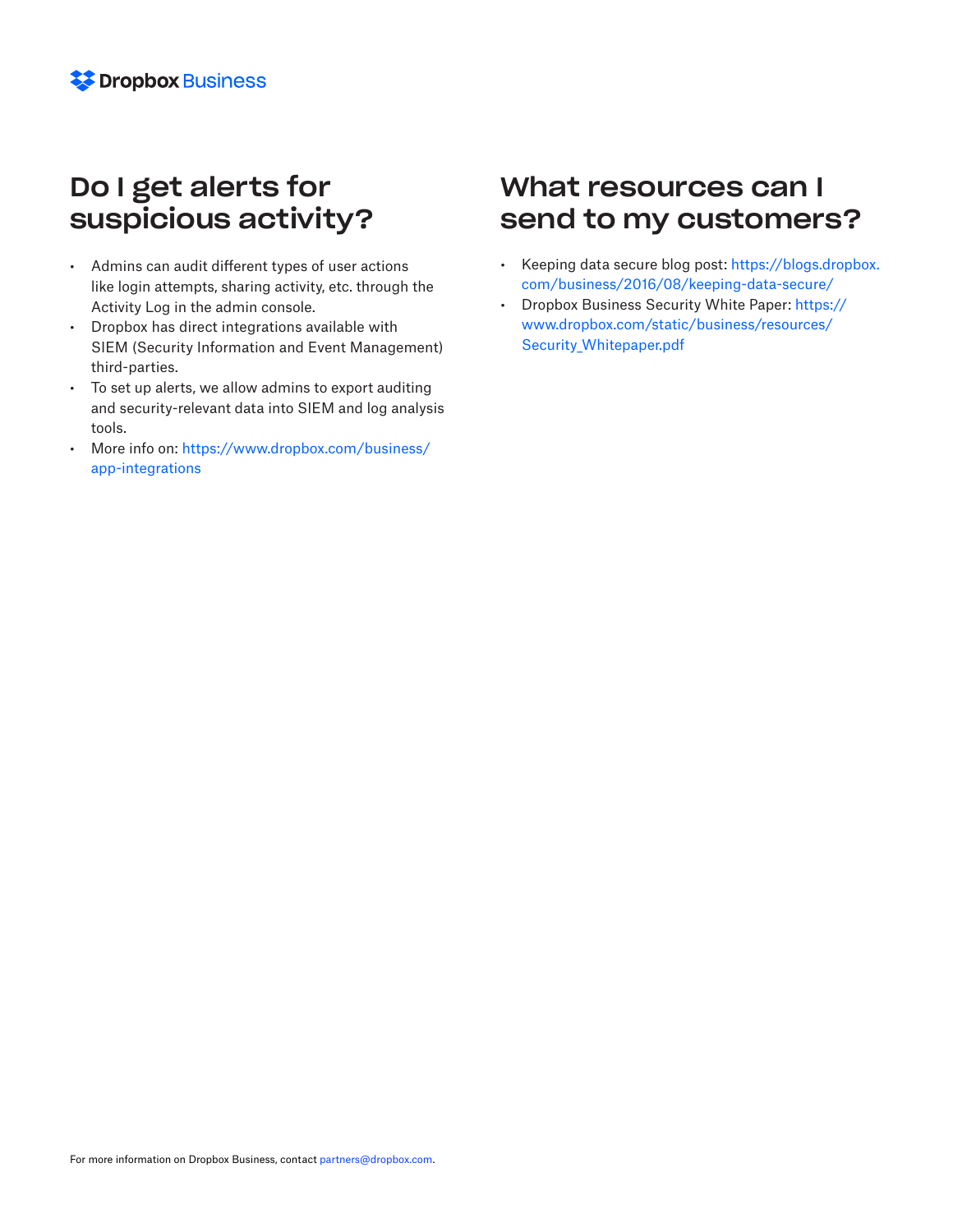## Do I get alerts for suspicious activity?

- Admins can audit different types of user actions like login attempts, sharing activity, etc. through the Activity Log in the admin console.
- Dropbox has direct integrations available with SIEM (Security Information and Event Management) third-parties.
- To set up alerts, we allow admins to export auditing and security-relevant data into SIEM and log analysis tools.
- More info on: https://www.dropbox.com/business/app-integrations

## What resources can I send to my customers?

- Keeping data secure blog post: https://blogs.dropbox.com/business/2016/08/keeping-data-secure/
- Dropbox Business Security White Paper: https://www.dropbox.com/static/business/resources/Security_Whitepaper.pdf

For more information on Dropbox Business, contact partners@dropbox.com.